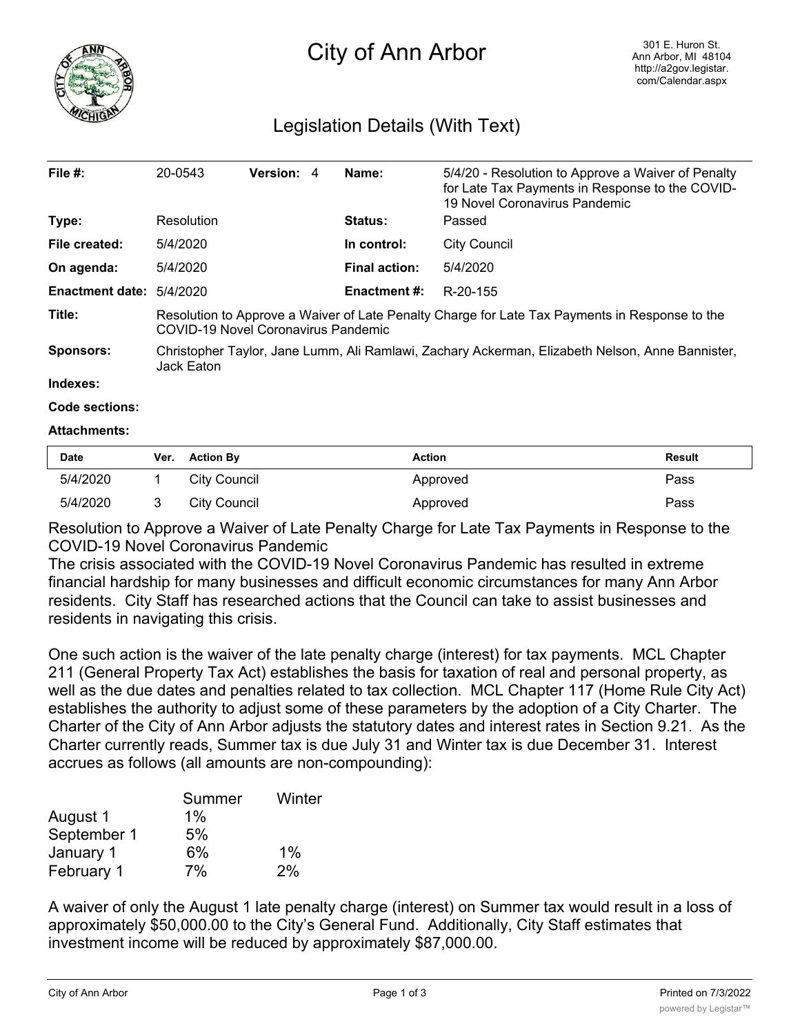# City of Ann Arbor

301 E. Huron St.
Ann Arbor, MI 48104
http://a2gov.legistar.com/Calendar.aspx

## Legislation Details (With Text)

| | | | |
|---|---|---|---|
| **File #:** | 20-0543 **Version:** 4 | **Name:** | 5/4/20 - Resolution to Approve a Waiver of Penalty for Late Tax Payments in Response to the COVID-19 Novel Coronavirus Pandemic |
| **Type:** | Resolution | **Status:** | Passed |
| **File created:** | 5/4/2020 | **In control:** | City Council |
| **On agenda:** | 5/4/2020 | **Final action:** | 5/4/2020 |
| **Enactment date:** | 5/4/2020 | **Enactment #:** | R-20-155 |

**Title:** Resolution to Approve a Waiver of Late Penalty Charge for Late Tax Payments in Response to the COVID-19 Novel Coronavirus Pandemic

**Sponsors:** Christopher Taylor, Jane Lumm, Ali Ramlawi, Zachary Ackerman, Elizabeth Nelson, Anne Bannister, Jack Eaton

**Indexes:**

**Code sections:**

**Attachments:**

| Date | Ver. | Action By | Action | Result |
|---|---|---|---|---|
| 5/4/2020 | 1 | City Council | Approved | Pass |
| 5/4/2020 | 3 | City Council | Approved | Pass |

Resolution to Approve a Waiver of Late Penalty Charge for Late Tax Payments in Response to the COVID-19 Novel Coronavirus Pandemic

The crisis associated with the COVID-19 Novel Coronavirus Pandemic has resulted in extreme financial hardship for many businesses and difficult economic circumstances for many Ann Arbor residents. City Staff has researched actions that the Council can take to assist businesses and residents in navigating this crisis.

One such action is the waiver of the late penalty charge (interest) for tax payments. MCL Chapter 211 (General Property Tax Act) establishes the basis for taxation of real and personal property, as well as the due dates and penalties related to tax collection. MCL Chapter 117 (Home Rule City Act) establishes the authority to adjust some of these parameters by the adoption of a City Charter. The Charter of the City of Ann Arbor adjusts the statutory dates and interest rates in Section 9.21. As the Charter currently reads, Summer tax is due July 31 and Winter tax is due December 31. Interest accrues as follows (all amounts are non-compounding):

| | Summer | Winter |
|---|---|---|
| August 1 | 1% | |
| September 1 | 5% | |
| January 1 | 6% | 1% |
| February 1 | 7% | 2% |

A waiver of only the August 1 late penalty charge (interest) on Summer tax would result in a loss of approximately $50,000.00 to the City's General Fund. Additionally, City Staff estimates that investment income will be reduced by approximately $87,000.00.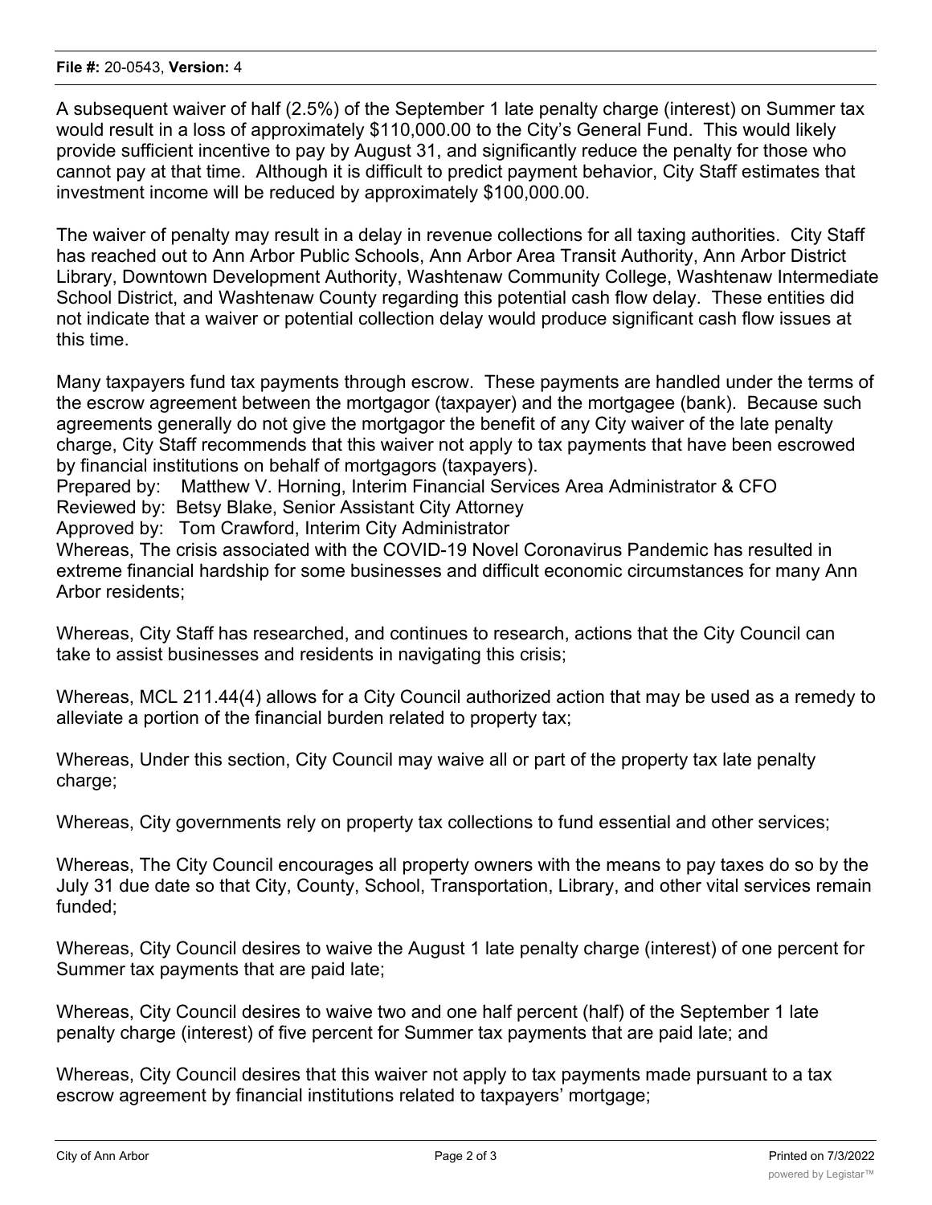A subsequent waiver of half (2.5%) of the September 1 late penalty charge (interest) on Summer tax would result in a loss of approximately $110,000.00 to the City's General Fund. This would likely provide sufficient incentive to pay by August 31, and significantly reduce the penalty for those who cannot pay at that time. Although it is difficult to predict payment behavior, City Staff estimates that investment income will be reduced by approximately $100,000.00.

The waiver of penalty may result in a delay in revenue collections for all taxing authorities. City Staff has reached out to Ann Arbor Public Schools, Ann Arbor Area Transit Authority, Ann Arbor District Library, Downtown Development Authority, Washtenaw Community College, Washtenaw Intermediate School District, and Washtenaw County regarding this potential cash flow delay. These entities did not indicate that a waiver or potential collection delay would produce significant cash flow issues at this time.

Many taxpayers fund tax payments through escrow. These payments are handled under the terms of the escrow agreement between the mortgagor (taxpayer) and the mortgagee (bank). Because such agreements generally do not give the mortgagor the benefit of any City waiver of the late penalty charge, City Staff recommends that this waiver not apply to tax payments that have been escrowed by financial institutions on behalf of mortgagors (taxpayers).

Prepared by: Matthew V. Horning, Interim Financial Services Area Administrator & CFO
Reviewed by: Betsy Blake, Senior Assistant City Attorney
Approved by: Tom Crawford, Interim City Administrator

Whereas, The crisis associated with the COVID-19 Novel Coronavirus Pandemic has resulted in extreme financial hardship for some businesses and difficult economic circumstances for many Ann Arbor residents;

Whereas, City Staff has researched, and continues to research, actions that the City Council can take to assist businesses and residents in navigating this crisis;

Whereas, MCL 211.44(4) allows for a City Council authorized action that may be used as a remedy to alleviate a portion of the financial burden related to property tax;

Whereas, Under this section, City Council may waive all or part of the property tax late penalty charge;

Whereas, City governments rely on property tax collections to fund essential and other services;

Whereas, The City Council encourages all property owners with the means to pay taxes do so by the July 31 due date so that City, County, School, Transportation, Library, and other vital services remain funded;

Whereas, City Council desires to waive the August 1 late penalty charge (interest) of one percent for Summer tax payments that are paid late;

Whereas, City Council desires to waive two and one half percent (half) of the September 1 late penalty charge (interest) of five percent for Summer tax payments that are paid late; and

Whereas, City Council desires that this waiver not apply to tax payments made pursuant to a tax escrow agreement by financial institutions related to taxpayers' mortgage;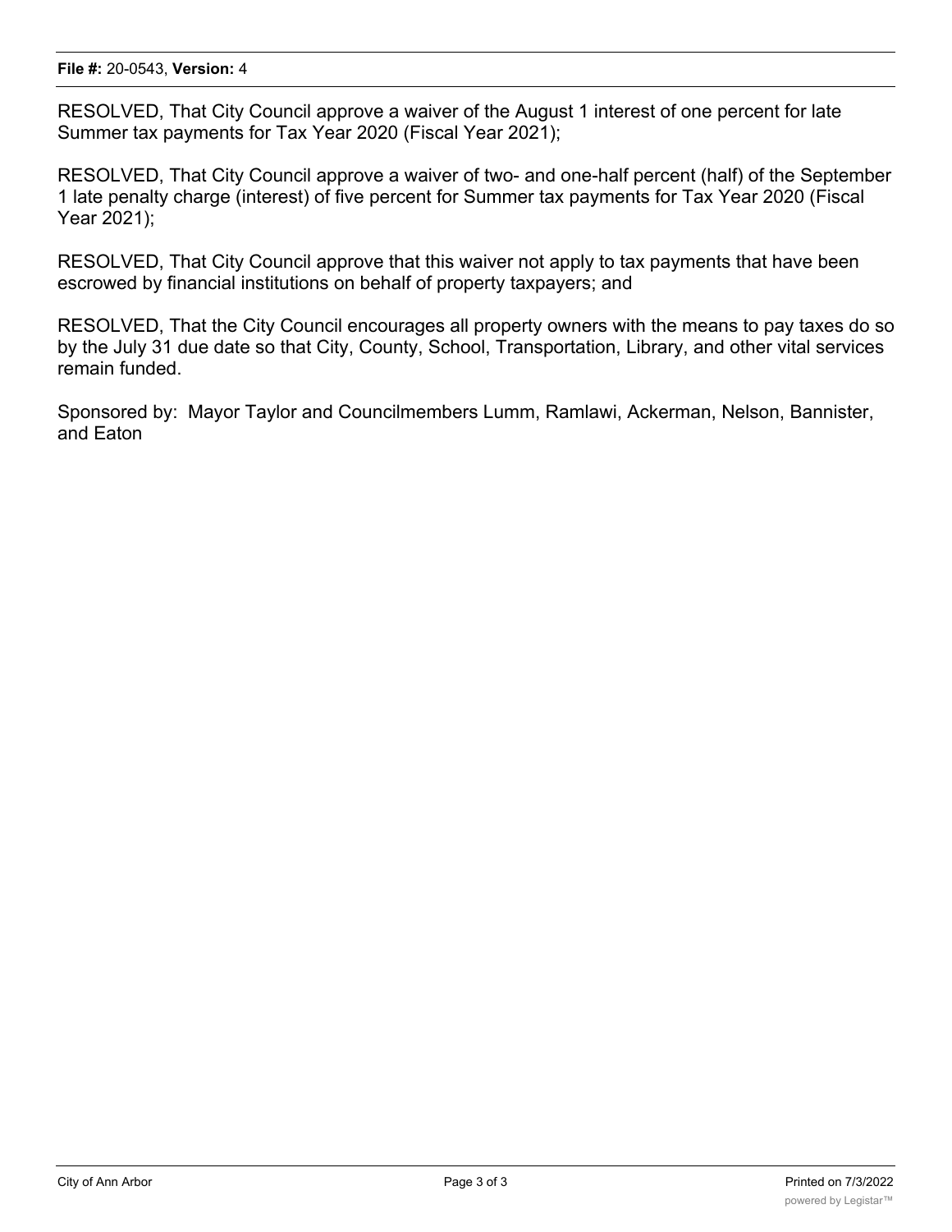RESOLVED, That City Council approve a waiver of the August 1 interest of one percent for late Summer tax payments for Tax Year 2020 (Fiscal Year 2021);

RESOLVED, That City Council approve a waiver of two- and one-half percent (half) of the September 1 late penalty charge (interest) of five percent for Summer tax payments for Tax Year 2020 (Fiscal Year 2021);

RESOLVED, That City Council approve that this waiver not apply to tax payments that have been escrowed by financial institutions on behalf of property taxpayers; and

RESOLVED, That the City Council encourages all property owners with the means to pay taxes do so by the July 31 due date so that City, County, School, Transportation, Library, and other vital services remain funded.

Sponsored by: Mayor Taylor and Councilmembers Lumm, Ramlawi, Ackerman, Nelson, Bannister, and Eaton